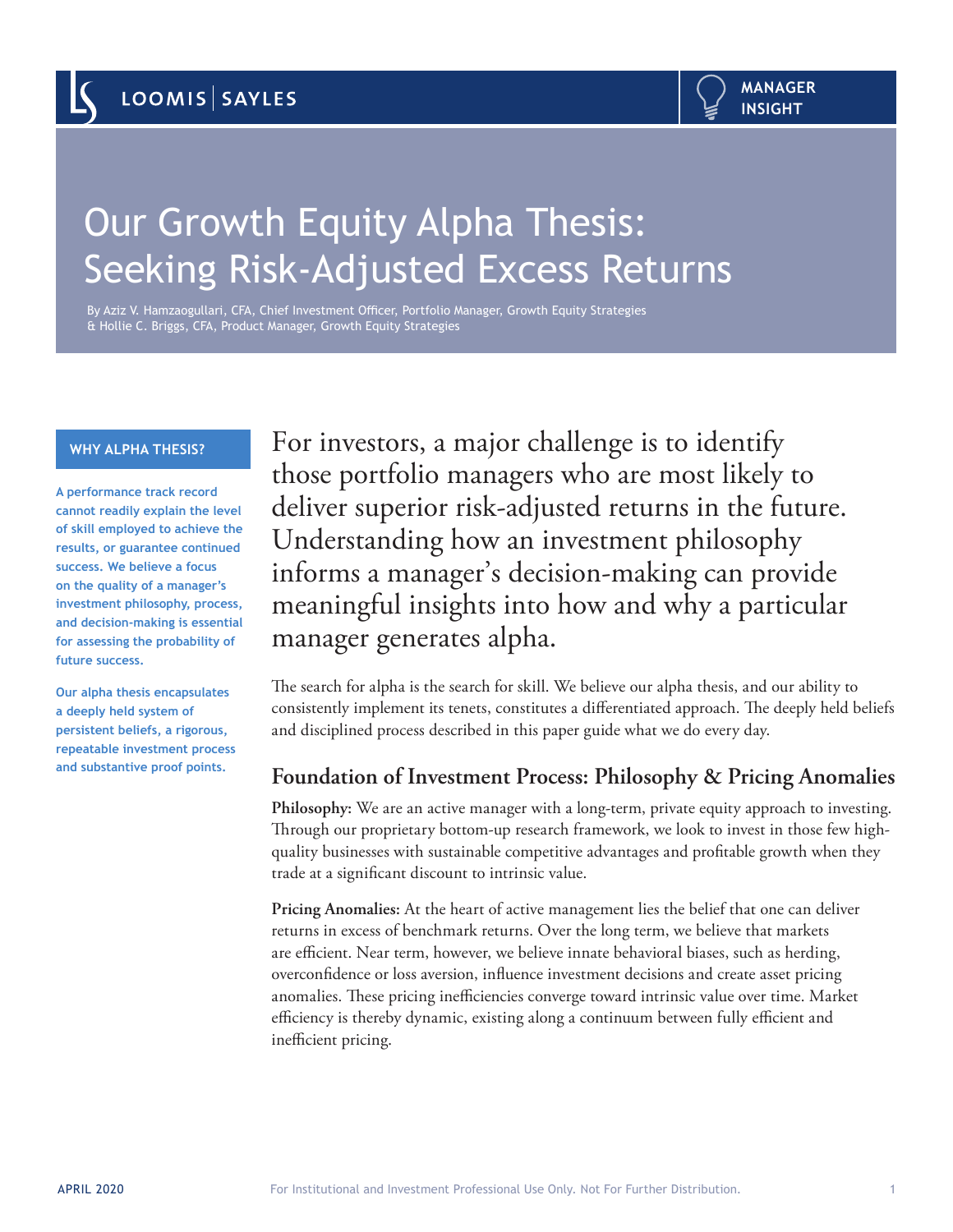LOOMIS | SAYLES

MANAGER INSIGHT

# Our Growth Equity Alpha Thesis: Seeking Risk-Adjusted Excess Returns

By Aziz V. Hamzaogullari, CFA, Chief Investment Officer, Portfolio Manager, Growth Equity Strategies & Hollie C. Briggs, CFA, Product Manager, Growth Equity Strategies

**WHY ALPHA THESIS?**

**A performance track record cannot readily explain the level of skill employed to achieve the results, or guarantee continued success. We believe a focus on the quality of a manager's investment philosophy, process, and decision-making is essential for assessing the probability of future success.**

**Our alpha thesis encapsulates a deeply held system of persistent beliefs, a rigorous, repeatable investment process and substantive proof points.**

For investors, a major challenge is to identify those portfolio managers who are most likely to deliver superior risk-adjusted returns in the future. Understanding how an investment philosophy informs a manager's decision-making can provide meaningful insights into how and why a particular manager generates alpha.

The search for alpha is the search for skill. We believe our alpha thesis, and our ability to consistently implement its tenets, constitutes a differentiated approach. The deeply held beliefs and disciplined process described in this paper guide what we do every day.

## Foundation of Investment Process: Philosophy & Pricing Anomalies

**Philosophy:** We are an active manager with a long-term, private equity approach to investing. Through our proprietary bottom-up research framework, we look to invest in those few high-quality businesses with sustainable competitive advantages and profitable growth when they trade at a significant discount to intrinsic value.

**Pricing Anomalies:** At the heart of active management lies the belief that one can deliver returns in excess of benchmark returns. Over the long term, we believe that markets are efficient. Near term, however, we believe innate behavioral biases, such as herding, overconfidence or loss aversion, influence investment decisions and create asset pricing anomalies. These pricing inefficiencies converge toward intrinsic value over time. Market efficiency is thereby dynamic, existing along a continuum between fully efficient and inefficient pricing.

APRIL 2020

For Institutional and Investment Professional Use Only. Not For Further Distribution.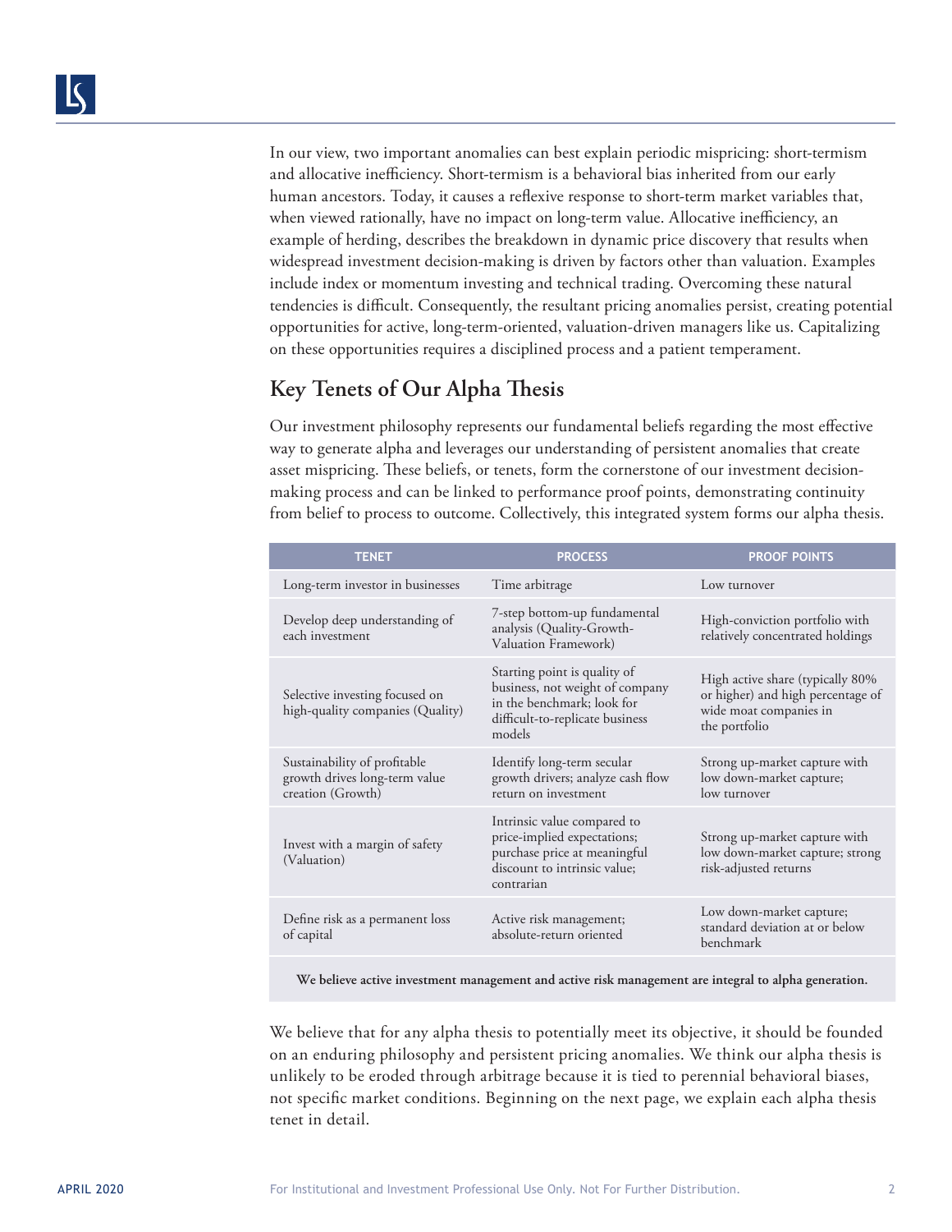In our view, two important anomalies can best explain periodic mispricing: short-termism and allocative inefficiency. Short-termism is a behavioral bias inherited from our early human ancestors. Today, it causes a reflexive response to short-term market variables that, when viewed rationally, have no impact on long-term value. Allocative inefficiency, an example of herding, describes the breakdown in dynamic price discovery that results when widespread investment decision-making is driven by factors other than valuation. Examples include index or momentum investing and technical trading. Overcoming these natural tendencies is difficult. Consequently, the resultant pricing anomalies persist, creating potential opportunities for active, long-term-oriented, valuation-driven managers like us. Capitalizing on these opportunities requires a disciplined process and a patient temperament.

## Key Tenets of Our Alpha Thesis

Our investment philosophy represents our fundamental beliefs regarding the most effective way to generate alpha and leverages our understanding of persistent anomalies that create asset mispricing. These beliefs, or tenets, form the cornerstone of our investment decision-making process and can be linked to performance proof points, demonstrating continuity from belief to process to outcome. Collectively, this integrated system forms our alpha thesis.

| TENET | PROCESS | PROOF POINTS |
| --- | --- | --- |
| Long-term investor in businesses | Time arbitrage | Low turnover |
| Develop deep understanding of each investment | 7-step bottom-up fundamental analysis (Quality-Growth-Valuation Framework) | High-conviction portfolio with relatively concentrated holdings |
| Selective investing focused on high-quality companies (Quality) | Starting point is quality of business, not weight of company in the benchmark; look for difficult-to-replicate business models | High active share (typically 80% or higher) and high percentage of wide moat companies in the portfolio |
| Sustainability of profitable growth drives long-term value creation (Growth) | Identify long-term secular growth drivers; analyze cash flow return on investment | Strong up-market capture with low down-market capture; low turnover |
| Invest with a margin of safety (Valuation) | Intrinsic value compared to price-implied expectations; purchase price at meaningful discount to intrinsic value; contrarian | Strong up-market capture with low down-market capture; strong risk-adjusted returns |
| Define risk as a permanent loss of capital | Active risk management; absolute-return oriented | Low down-market capture; standard deviation at or below benchmark |

**We believe active investment management and active risk management are integral to alpha generation.**

We believe that for any alpha thesis to potentially meet its objective, it should be founded on an enduring philosophy and persistent pricing anomalies. We think our alpha thesis is unlikely to be eroded through arbitrage because it is tied to perennial behavioral biases, not specific market conditions. Beginning on the next page, we explain each alpha thesis tenet in detail.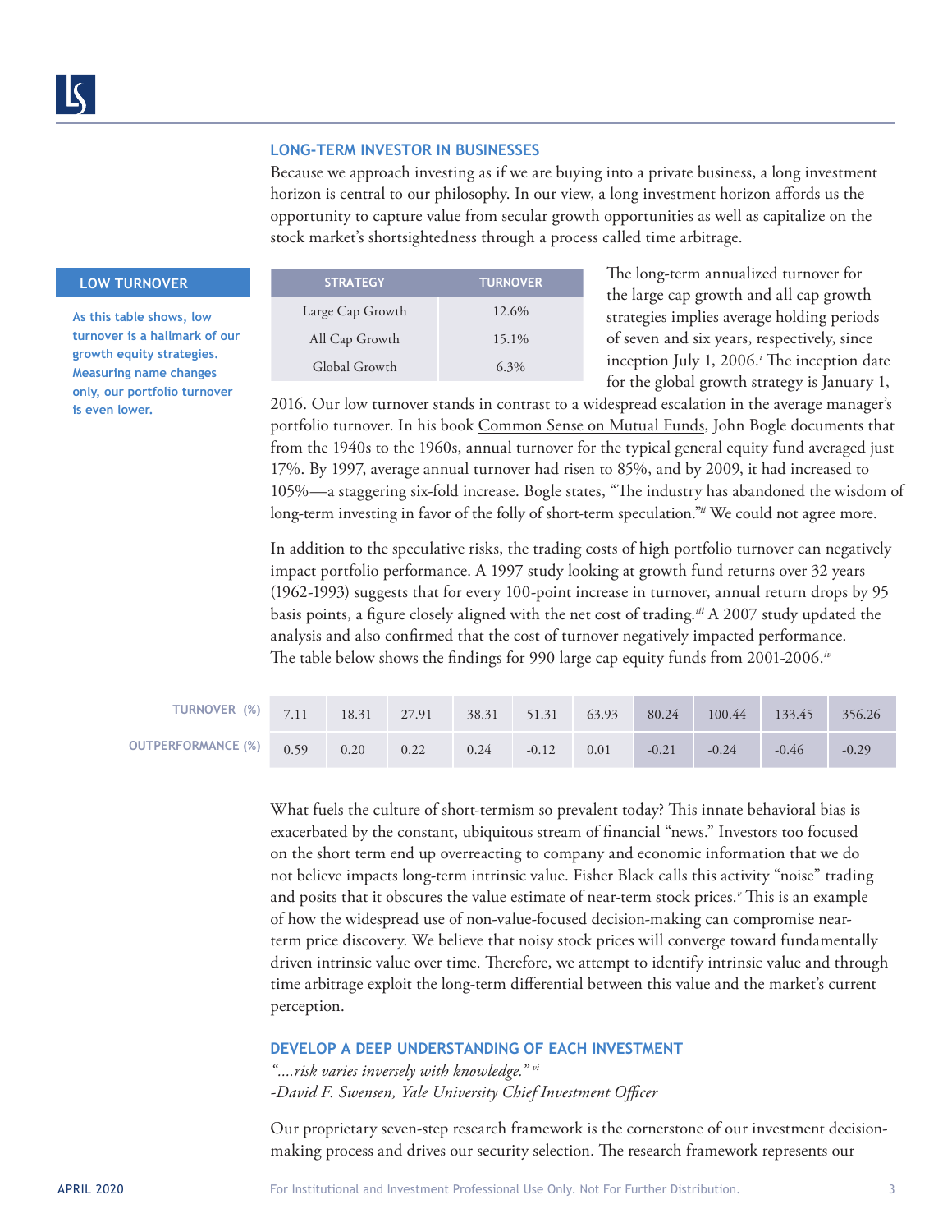## LONG-TERM INVESTOR IN BUSINESSES

Because we approach investing as if we are buying into a private business, a long investment horizon is central to our philosophy. In our view, a long investment horizon affords us the opportunity to capture value from secular growth opportunities as well as capitalize on the stock market's shortsightedness through a process called time arbitrage.

**LOW TURNOVER**

**As this table shows, low turnover is a hallmark of our growth equity strategies. Measuring name changes only, our portfolio turnover is even lower.**

| STRATEGY | TURNOVER |
|---|---|
| Large Cap Growth | 12.6% |
| All Cap Growth | 15.1% |
| Global Growth | 6.3% |

The long-term annualized turnover for the large cap growth and all cap growth strategies implies average holding periods of seven and six years, respectively, since inception July 1, 2006.[i] The inception date for the global growth strategy is January 1, 2016. Our low turnover stands in contrast to a widespread escalation in the average manager's portfolio turnover. In his book Common Sense on Mutual Funds, John Bogle documents that from the 1940s to the 1960s, annual turnover for the typical general equity fund averaged just 17%. By 1997, average annual turnover had risen to 85%, and by 2009, it had increased to 105%—a staggering six-fold increase. Bogle states, "The industry has abandoned the wisdom of long-term investing in favor of the folly of short-term speculation."[ii] We could not agree more.

In addition to the speculative risks, the trading costs of high portfolio turnover can negatively impact portfolio performance. A 1997 study looking at growth fund returns over 32 years (1962-1993) suggests that for every 100-point increase in turnover, annual return drops by 95 basis points, a figure closely aligned with the net cost of trading.[iii] A 2007 study updated the analysis and also confirmed that the cost of turnover negatively impacted performance. The table below shows the findings for 990 large cap equity funds from 2001-2006.[iv]

| TURNOVER (%) | 7.11 | 18.31 | 27.91 | 38.31 | 51.31 | 63.93 | 80.24 | 100.44 | 133.45 | 356.26 |
|---|---|---|---|---|---|---|---|---|---|---|
| OUTPERFORMANCE (%) | 0.59 | 0.20 | 0.22 | 0.24 | -0.12 | 0.01 | -0.21 | -0.24 | -0.46 | -0.29 |

What fuels the culture of short-termism so prevalent today? This innate behavioral bias is exacerbated by the constant, ubiquitous stream of financial "news." Investors too focused on the short term end up overreacting to company and economic information that we do not believe impacts long-term intrinsic value. Fisher Black calls this activity "noise" trading and posits that it obscures the value estimate of near-term stock prices.[v] This is an example of how the widespread use of non-value-focused decision-making can compromise near-term price discovery. We believe that noisy stock prices will converge toward fundamentally driven intrinsic value over time. Therefore, we attempt to identify intrinsic value and through time arbitrage exploit the long-term differential between this value and the market's current perception.

## DEVELOP A DEEP UNDERSTANDING OF EACH INVESTMENT

*"....risk varies inversely with knowledge."*[vi]
*-David F. Swensen, Yale University Chief Investment Officer*

Our proprietary seven-step research framework is the cornerstone of our investment decision-making process and drives our security selection. The research framework represents our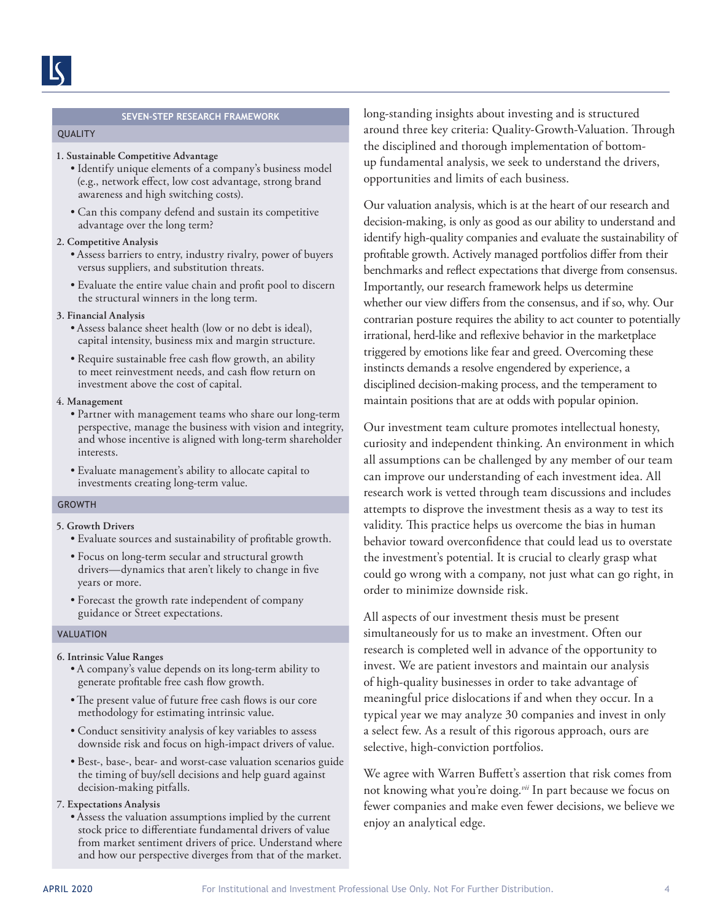### SEVEN-STEP RESEARCH FRAMEWORK

#### QUALITY

**1. Sustainable Competitive Advantage**

- Identify unique elements of a company's business model (e.g., network effect, low cost advantage, strong brand awareness and high switching costs).
- Can this company defend and sustain its competitive advantage over the long term?

**2. Competitive Analysis**

- Assess barriers to entry, industry rivalry, power of buyers versus suppliers, and substitution threats.
- Evaluate the entire value chain and profit pool to discern the structural winners in the long term.

**3. Financial Analysis**

- Assess balance sheet health (low or no debt is ideal), capital intensity, business mix and margin structure.
- Require sustainable free cash flow growth, an ability to meet reinvestment needs, and cash flow return on investment above the cost of capital.

**4. Management**

- Partner with management teams who share our long-term perspective, manage the business with vision and integrity, and whose incentive is aligned with long-term shareholder interests.
- Evaluate management's ability to allocate capital to investments creating long-term value.

#### GROWTH

**5. Growth Drivers**

- Evaluate sources and sustainability of profitable growth.
- Focus on long-term secular and structural growth drivers—dynamics that aren't likely to change in five years or more.
- Forecast the growth rate independent of company guidance or Street expectations.

#### VALUATION

**6. Intrinsic Value Ranges**

- A company's value depends on its long-term ability to generate profitable free cash flow growth.
- The present value of future free cash flows is our core methodology for estimating intrinsic value.
- Conduct sensitivity analysis of key variables to assess downside risk and focus on high-impact drivers of value.
- Best-, base-, bear- and worst-case valuation scenarios guide the timing of buy/sell decisions and help guard against decision-making pitfalls.

**7. Expectations Analysis**

- Assess the valuation assumptions implied by the current stock price to differentiate fundamental drivers of value from market sentiment drivers of price. Understand where and how our perspective diverges from that of the market.

long-standing insights about investing and is structured around three key criteria: Quality-Growth-Valuation. Through the disciplined and thorough implementation of bottom-up fundamental analysis, we seek to understand the drivers, opportunities and limits of each business.

Our valuation analysis, which is at the heart of our research and decision-making, is only as good as our ability to understand and identify high-quality companies and evaluate the sustainability of profitable growth. Actively managed portfolios differ from their benchmarks and reflect expectations that diverge from consensus. Importantly, our research framework helps us determine whether our view differs from the consensus, and if so, why. Our contrarian posture requires the ability to act counter to potentially irrational, herd-like and reflexive behavior in the marketplace triggered by emotions like fear and greed. Overcoming these instincts demands a resolve engendered by experience, a disciplined decision-making process, and the temperament to maintain positions that are at odds with popular opinion.

Our investment team culture promotes intellectual honesty, curiosity and independent thinking. An environment in which all assumptions can be challenged by any member of our team can improve our understanding of each investment idea. All research work is vetted through team discussions and includes attempts to disprove the investment thesis as a way to test its validity. This practice helps us overcome the bias in human behavior toward overconfidence that could lead us to overstate the investment's potential. It is crucial to clearly grasp what could go wrong with a company, not just what can go right, in order to minimize downside risk.

All aspects of our investment thesis must be present simultaneously for us to make an investment. Often our research is completed well in advance of the opportunity to invest. We are patient investors and maintain our analysis of high-quality businesses in order to take advantage of meaningful price dislocations if and when they occur. In a typical year we may analyze 30 companies and invest in only a select few. As a result of this rigorous approach, ours are selective, high-conviction portfolios.

We agree with Warren Buffett's assertion that risk comes from not knowing what you're doing.[vii] In part because we focus on fewer companies and make even fewer decisions, we believe we enjoy an analytical edge.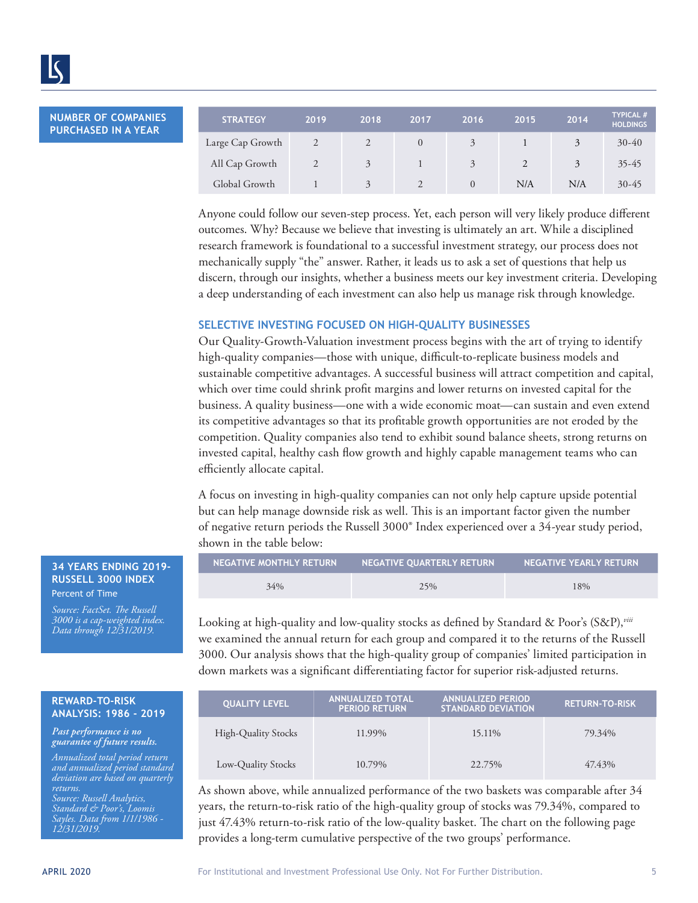**NUMBER OF COMPANIES PURCHASED IN A YEAR**

| STRATEGY | 2019 | 2018 | 2017 | 2016 | 2015 | 2014 | TYPICAL # HOLDINGS |
|---|---|---|---|---|---|---|---|
| Large Cap Growth | 2 | 2 | 0 | 3 | 1 | 3 | 30-40 |
| All Cap Growth | 2 | 3 | 1 | 3 | 2 | 3 | 35-45 |
| Global Growth | 1 | 3 | 2 | 0 | N/A | N/A | 30-45 |

Anyone could follow our seven-step process. Yet, each person will very likely produce different outcomes. Why? Because we believe that investing is ultimately an art. While a disciplined research framework is foundational to a successful investment strategy, our process does not mechanically supply "the" answer. Rather, it leads us to ask a set of questions that help us discern, through our insights, whether a business meets our key investment criteria. Developing a deep understanding of each investment can also help us manage risk through knowledge.

## SELECTIVE INVESTING FOCUSED ON HIGH-QUALITY BUSINESSES

Our Quality-Growth-Valuation investment process begins with the art of trying to identify high-quality companies—those with unique, difficult-to-replicate business models and sustainable competitive advantages. A successful business will attract competition and capital, which over time could shrink profit margins and lower returns on invested capital for the business. A quality business—one with a wide economic moat—can sustain and even extend its competitive advantages so that its profitable growth opportunities are not eroded by the competition. Quality companies also tend to exhibit sound balance sheets, strong returns on invested capital, healthy cash flow growth and highly capable management teams who can efficiently allocate capital.

A focus on investing in high-quality companies can not only help capture upside potential but can help manage downside risk as well. This is an important factor given the number of negative return periods the Russell 3000® Index experienced over a 34-year study period, shown in the table below:

**34 YEARS ENDING 2019-RUSSELL 3000 INDEX**
Percent of Time

*Source: FactSet. The Russell 3000 is a cap-weighted index. Data through 12/31/2019.*

| NEGATIVE MONTHLY RETURN | NEGATIVE QUARTERLY RETURN | NEGATIVE YEARLY RETURN |
|---|---|---|
| 34% | 25% | 18% |

Looking at high-quality and low-quality stocks as defined by Standard & Poor's (S&P),[viii] we examined the annual return for each group and compared it to the returns of the Russell 3000. Our analysis shows that the high-quality group of companies' limited participation in down markets was a significant differentiating factor for superior risk-adjusted returns.

**REWARD-TO-RISK ANALYSIS: 1986 - 2019**

***Past performance is no guarantee of future results.***

*Annualized total period return and annualized period standard deviation are based on quarterly returns.*
*Source: Russell Analytics, Standard & Poor's, Loomis Sayles. Data from 1/1/1986 - 12/31/2019.*

| QUALITY LEVEL | ANNUALIZED TOTAL PERIOD RETURN | ANNUALIZED PERIOD STANDARD DEVIATION | RETURN-TO-RISK |
|---|---|---|---|
| High-Quality Stocks | 11.99% | 15.11% | 79.34% |
| Low-Quality Stocks | 10.79% | 22.75% | 47.43% |

As shown above, while annualized performance of the two baskets was comparable after 34 years, the return-to-risk ratio of the high-quality group of stocks was 79.34%, compared to just 47.43% return-to-risk ratio of the low-quality basket. The chart on the following page provides a long-term cumulative perspective of the two groups' performance.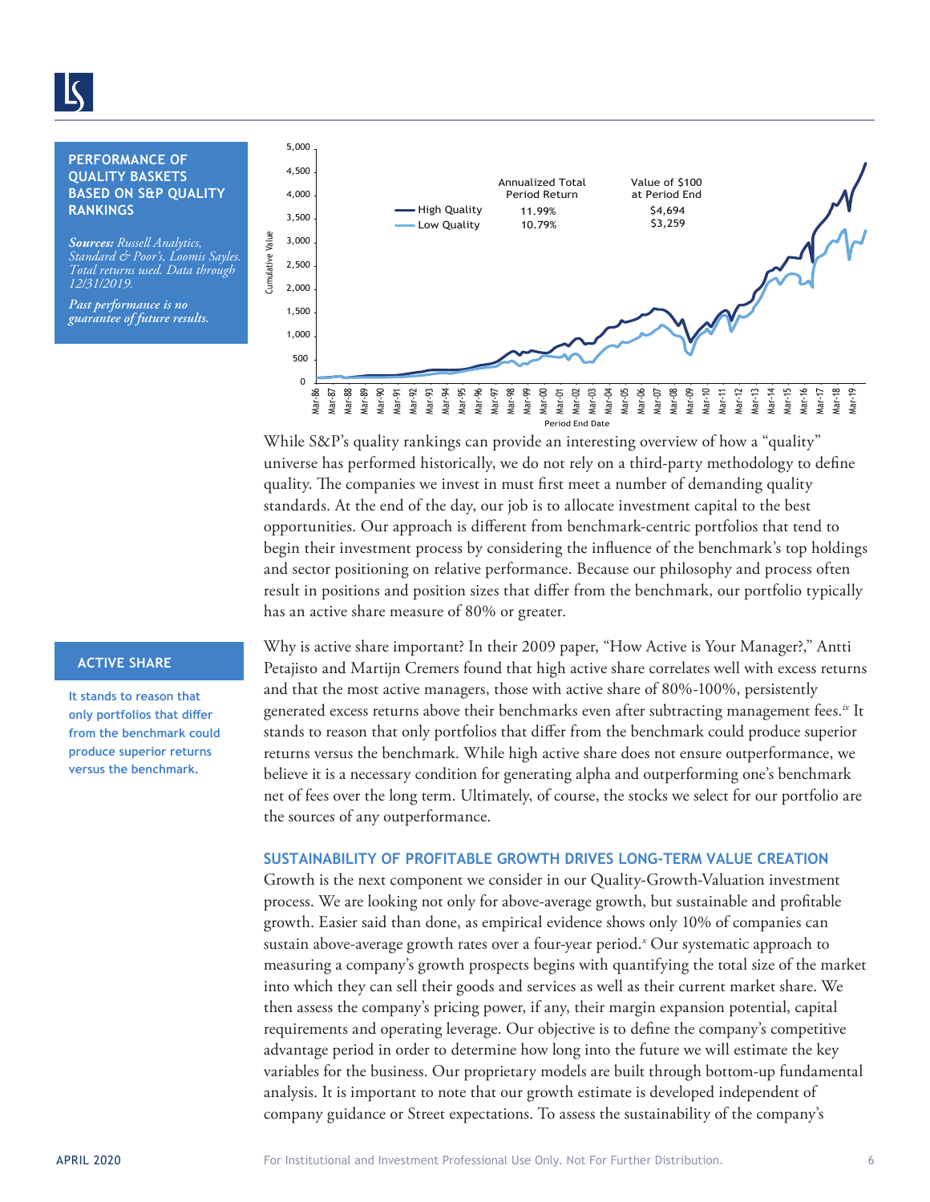**PERFORMANCE OF QUALITY BASKETS BASED ON S&P QUALITY RANKINGS**

***Sources:*** *Russell Analytics, Standard & Poor's, Loomis Sayles. Total returns used. Data through 12/31/2019.*

***Past performance is no guarantee of future results.***

| | Annualized Total Period Return | Value of $100 at Period End |
|---|---|---|
| High Quality | 11.99% | $4,694 |
| Low Quality | 10.79% | $3,259 |

While S&P's quality rankings can provide an interesting overview of how a "quality" universe has performed historically, we do not rely on a third-party methodology to define quality. The companies we invest in must first meet a number of demanding quality standards. At the end of the day, our job is to allocate investment capital to the best opportunities. Our approach is different from benchmark-centric portfolios that tend to begin their investment process by considering the influence of the benchmark's top holdings and sector positioning on relative performance. Because our philosophy and process often result in positions and position sizes that differ from the benchmark, our portfolio typically has an active share measure of 80% or greater.

**ACTIVE SHARE**

**It stands to reason that only portfolios that differ from the benchmark could produce superior returns versus the benchmark.**

Why is active share important? In their 2009 paper, "How Active is Your Manager?," Antti Petajisto and Martijn Cremers found that high active share correlates well with excess returns and that the most active managers, those with active share of 80%-100%, persistently generated excess returns above their benchmarks even after subtracting management fees.[ix] It stands to reason that only portfolios that differ from the benchmark could produce superior returns versus the benchmark. While high active share does not ensure outperformance, we believe it is a necessary condition for generating alpha and outperforming one's benchmark net of fees over the long term. Ultimately, of course, the stocks we select for our portfolio are the sources of any outperformance.

## SUSTAINABILITY OF PROFITABLE GROWTH DRIVES LONG-TERM VALUE CREATION

Growth is the next component we consider in our Quality-Growth-Valuation investment process. We are looking not only for above-average growth, but sustainable and profitable growth. Easier said than done, as empirical evidence shows only 10% of companies can sustain above-average growth rates over a four-year period.[x] Our systematic approach to measuring a company's growth prospects begins with quantifying the total size of the market into which they can sell their goods and services as well as their current market share. We then assess the company's pricing power, if any, their margin expansion potential, capital requirements and operating leverage. Our objective is to define the company's competitive advantage period in order to determine how long into the future we will estimate the key variables for the business. Our proprietary models are built through bottom-up fundamental analysis. It is important to note that our growth estimate is developed independent of company guidance or Street expectations. To assess the sustainability of the company's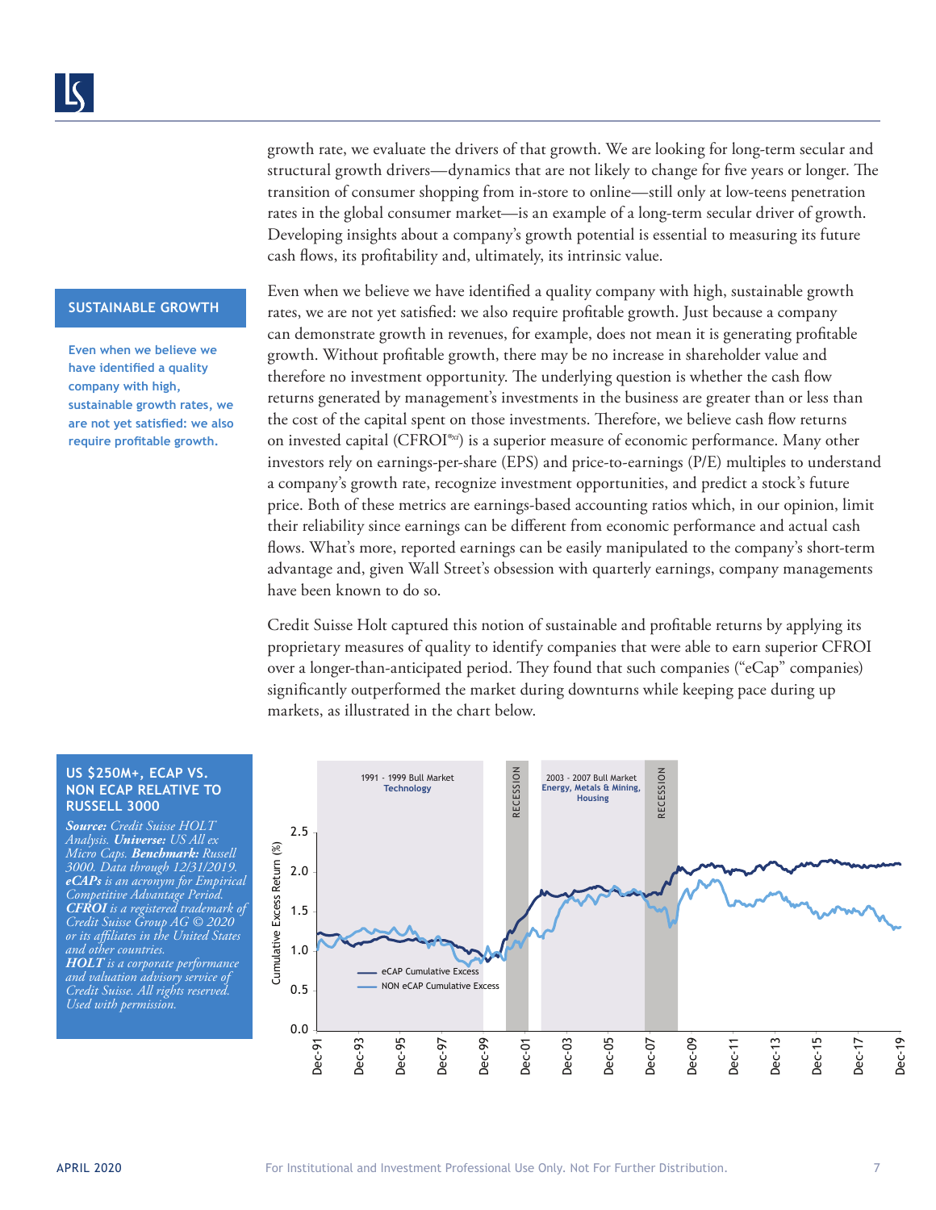growth rate, we evaluate the drivers of that growth. We are looking for long-term secular and structural growth drivers—dynamics that are not likely to change for five years or longer. The transition of consumer shopping from in-store to online—still only at low-teens penetration rates in the global consumer market—is an example of a long-term secular driver of growth. Developing insights about a company's growth potential is essential to measuring its future cash flows, its profitability and, ultimately, its intrinsic value.

**SUSTAINABLE GROWTH**

**Even when we believe we have identified a quality company with high, sustainable growth rates, we are not yet satisfied: we also require profitable growth.**

Even when we believe we have identified a quality company with high, sustainable growth rates, we are not yet satisfied: we also require profitable growth. Just because a company can demonstrate growth in revenues, for example, does not mean it is generating profitable growth. Without profitable growth, there may be no increase in shareholder value and therefore no investment opportunity. The underlying question is whether the cash flow returns generated by management's investments in the business are greater than or less than the cost of the capital spent on those investments. Therefore, we believe cash flow returns on invested capital (CFROI®[a]) is a superior measure of economic performance. Many other investors rely on earnings-per-share (EPS) and price-to-earnings (P/E) multiples to understand a company's growth rate, recognize investment opportunities, and predict a stock's future price. Both of these metrics are earnings-based accounting ratios which, in our opinion, limit their reliability since earnings can be different from economic performance and actual cash flows. What's more, reported earnings can be easily manipulated to the company's short-term advantage and, given Wall Street's obsession with quarterly earnings, company managements have been known to do so.

Credit Suisse Holt captured this notion of sustainable and profitable returns by applying its proprietary measures of quality to identify companies that were able to earn superior CFROI over a longer-than-anticipated period. They found that such companies ("eCap" companies) significantly outperformed the market during downturns while keeping pace during up markets, as illustrated in the chart below.

**US $250M+, ECAP VS. NON ECAP RELATIVE TO RUSSELL 3000**

***Source:*** *Credit Suisse HOLT Analysis.* ***Universe:*** *US All ex Micro Caps.* ***Benchmark:*** *Russell 3000. Data through 12/31/2019.* ***eCAPs*** *is an acronym for Empirical Competitive Advantage Period.* ***CFROI*** *is a registered trademark of Credit Suisse Group AG © 2020 or its affiliates in the United States and other countries.* ***HOLT*** *is a corporate performance and valuation advisory service of Credit Suisse. All rights reserved. Used with permission.*

1991 - 1999 Bull Market **Technology** | RECESSION | 2003 - 2007 Bull Market **Energy, Metals & Mining, Housing** | RECESSION

Cumulative Excess Return (%): 0.0, 0.5, 1.0, 1.5, 2.0, 2.5

Dec-91, Dec-93, Dec-95, Dec-97, Dec-99, Dec-01, Dec-03, Dec-05, Dec-07, Dec-09, Dec-11, Dec-13, Dec-15, Dec-17, Dec-19

— eCAP Cumulative Excess
— NON eCAP Cumulative Excess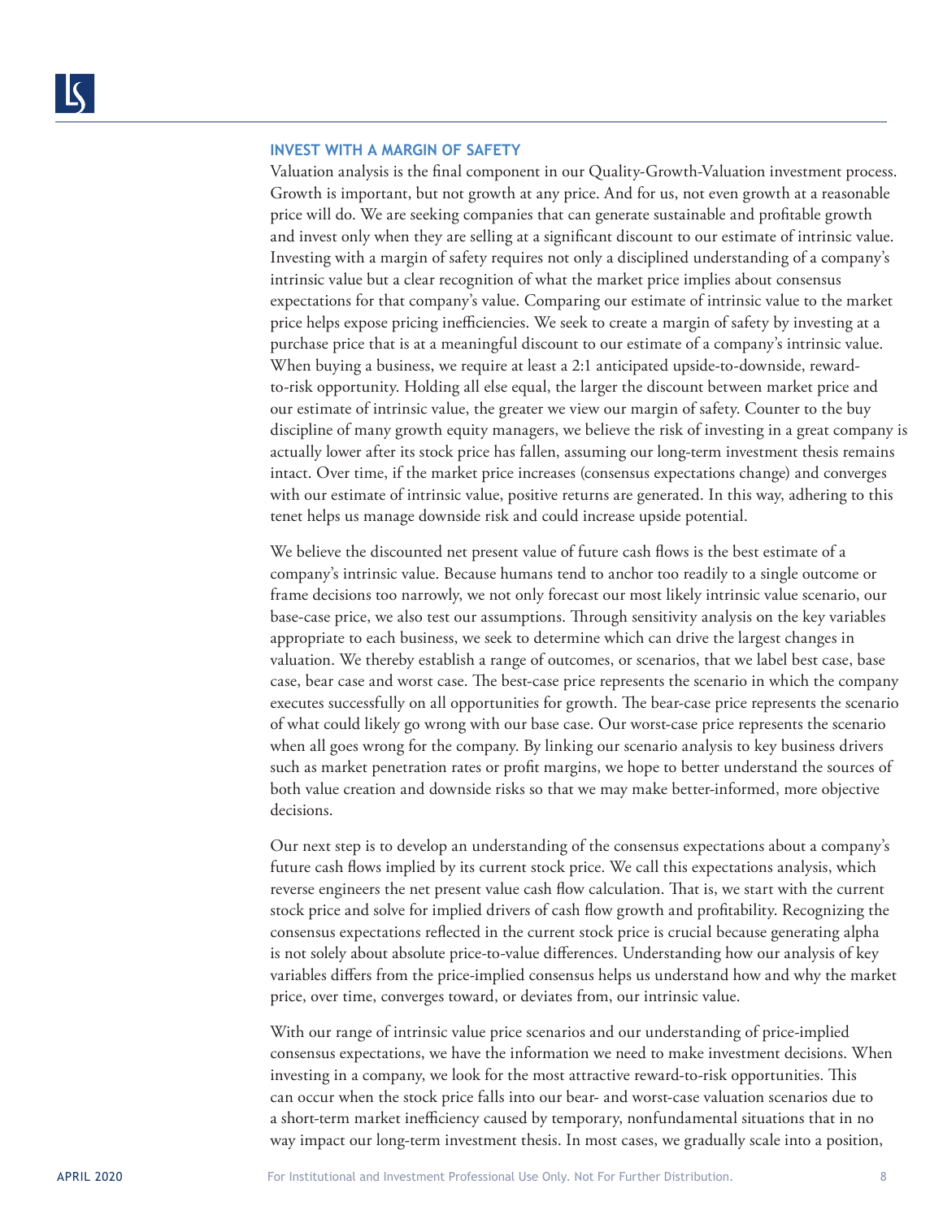### INVEST WITH A MARGIN OF SAFETY

Valuation analysis is the final component in our Quality-Growth-Valuation investment process. Growth is important, but not growth at any price. And for us, not even growth at a reasonable price will do. We are seeking companies that can generate sustainable and profitable growth and invest only when they are selling at a significant discount to our estimate of intrinsic value. Investing with a margin of safety requires not only a disciplined understanding of a company's intrinsic value but a clear recognition of what the market price implies about consensus expectations for that company's value. Comparing our estimate of intrinsic value to the market price helps expose pricing inefficiencies. We seek to create a margin of safety by investing at a purchase price that is at a meaningful discount to our estimate of a company's intrinsic value. When buying a business, we require at least a 2:1 anticipated upside-to-downside, reward-to-risk opportunity. Holding all else equal, the larger the discount between market price and our estimate of intrinsic value, the greater we view our margin of safety. Counter to the buy discipline of many growth equity managers, we believe the risk of investing in a great company is actually lower after its stock price has fallen, assuming our long-term investment thesis remains intact. Over time, if the market price increases (consensus expectations change) and converges with our estimate of intrinsic value, positive returns are generated. In this way, adhering to this tenet helps us manage downside risk and could increase upside potential.

We believe the discounted net present value of future cash flows is the best estimate of a company's intrinsic value. Because humans tend to anchor too readily to a single outcome or frame decisions too narrowly, we not only forecast our most likely intrinsic value scenario, our base-case price, we also test our assumptions. Through sensitivity analysis on the key variables appropriate to each business, we seek to determine which can drive the largest changes in valuation. We thereby establish a range of outcomes, or scenarios, that we label best case, base case, bear case and worst case. The best-case price represents the scenario in which the company executes successfully on all opportunities for growth. The bear-case price represents the scenario of what could likely go wrong with our base case. Our worst-case price represents the scenario when all goes wrong for the company. By linking our scenario analysis to key business drivers such as market penetration rates or profit margins, we hope to better understand the sources of both value creation and downside risks so that we may make better-informed, more objective decisions.

Our next step is to develop an understanding of the consensus expectations about a company's future cash flows implied by its current stock price. We call this expectations analysis, which reverse engineers the net present value cash flow calculation. That is, we start with the current stock price and solve for implied drivers of cash flow growth and profitability. Recognizing the consensus expectations reflected in the current stock price is crucial because generating alpha is not solely about absolute price-to-value differences. Understanding how our analysis of key variables differs from the price-implied consensus helps us understand how and why the market price, over time, converges toward, or deviates from, our intrinsic value.

With our range of intrinsic value price scenarios and our understanding of price-implied consensus expectations, we have the information we need to make investment decisions. When investing in a company, we look for the most attractive reward-to-risk opportunities. This can occur when the stock price falls into our bear- and worst-case valuation scenarios due to a short-term market inefficiency caused by temporary, nonfundamental situations that in no way impact our long-term investment thesis. In most cases, we gradually scale into a position,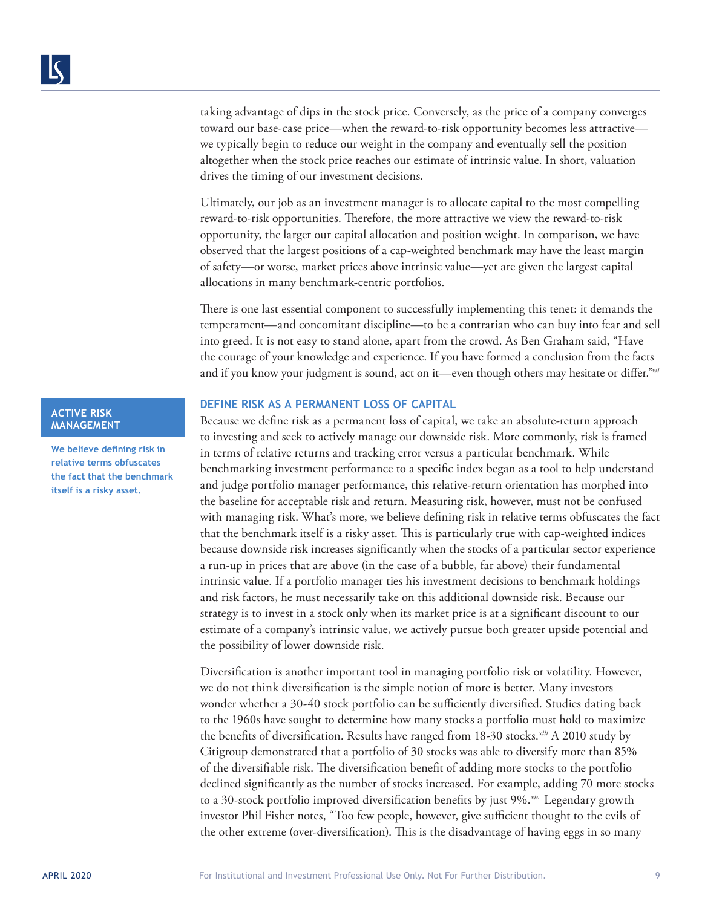taking advantage of dips in the stock price. Conversely, as the price of a company converges toward our base-case price—when the reward-to-risk opportunity becomes less attractive—we typically begin to reduce our weight in the company and eventually sell the position altogether when the stock price reaches our estimate of intrinsic value. In short, valuation drives the timing of our investment decisions.

Ultimately, our job as an investment manager is to allocate capital to the most compelling reward-to-risk opportunities. Therefore, the more attractive we view the reward-to-risk opportunity, the larger our capital allocation and position weight. In comparison, we have observed that the largest positions of a cap-weighted benchmark may have the least margin of safety—or worse, market prices above intrinsic value—yet are given the largest capital allocations in many benchmark-centric portfolios.

There is one last essential component to successfully implementing this tenet: it demands the temperament—and concomitant discipline—to be a contrarian who can buy into fear and sell into greed. It is not easy to stand alone, apart from the crowd. As Ben Graham said, "Have the courage of your knowledge and experience. If you have formed a conclusion from the facts and if you know your judgment is sound, act on it—even though others may hesitate or differ."[xii]

**ACTIVE RISK MANAGEMENT**

**We believe defining risk in relative terms obfuscates the fact that the benchmark itself is a risky asset.**

## DEFINE RISK AS A PERMANENT LOSS OF CAPITAL

Because we define risk as a permanent loss of capital, we take an absolute-return approach to investing and seek to actively manage our downside risk. More commonly, risk is framed in terms of relative returns and tracking error versus a particular benchmark. While benchmarking investment performance to a specific index began as a tool to help understand and judge portfolio manager performance, this relative-return orientation has morphed into the baseline for acceptable risk and return. Measuring risk, however, must not be confused with managing risk. What's more, we believe defining risk in relative terms obfuscates the fact that the benchmark itself is a risky asset. This is particularly true with cap-weighted indices because downside risk increases significantly when the stocks of a particular sector experience a run-up in prices that are above (in the case of a bubble, far above) their fundamental intrinsic value. If a portfolio manager ties his investment decisions to benchmark holdings and risk factors, he must necessarily take on this additional downside risk. Because our strategy is to invest in a stock only when its market price is at a significant discount to our estimate of a company's intrinsic value, we actively pursue both greater upside potential and the possibility of lower downside risk.

Diversification is another important tool in managing portfolio risk or volatility. However, we do not think diversification is the simple notion of more is better. Many investors wonder whether a 30-40 stock portfolio can be sufficiently diversified. Studies dating back to the 1960s have sought to determine how many stocks a portfolio must hold to maximize the benefits of diversification. Results have ranged from 18-30 stocks.[xiii] A 2010 study by Citigroup demonstrated that a portfolio of 30 stocks was able to diversify more than 85% of the diversifiable risk. The diversification benefit of adding more stocks to the portfolio declined significantly as the number of stocks increased. For example, adding 70 more stocks to a 30-stock portfolio improved diversification benefits by just 9%.[xiv] Legendary growth investor Phil Fisher notes, "Too few people, however, give sufficient thought to the evils of the other extreme (over-diversification). This is the disadvantage of having eggs in so many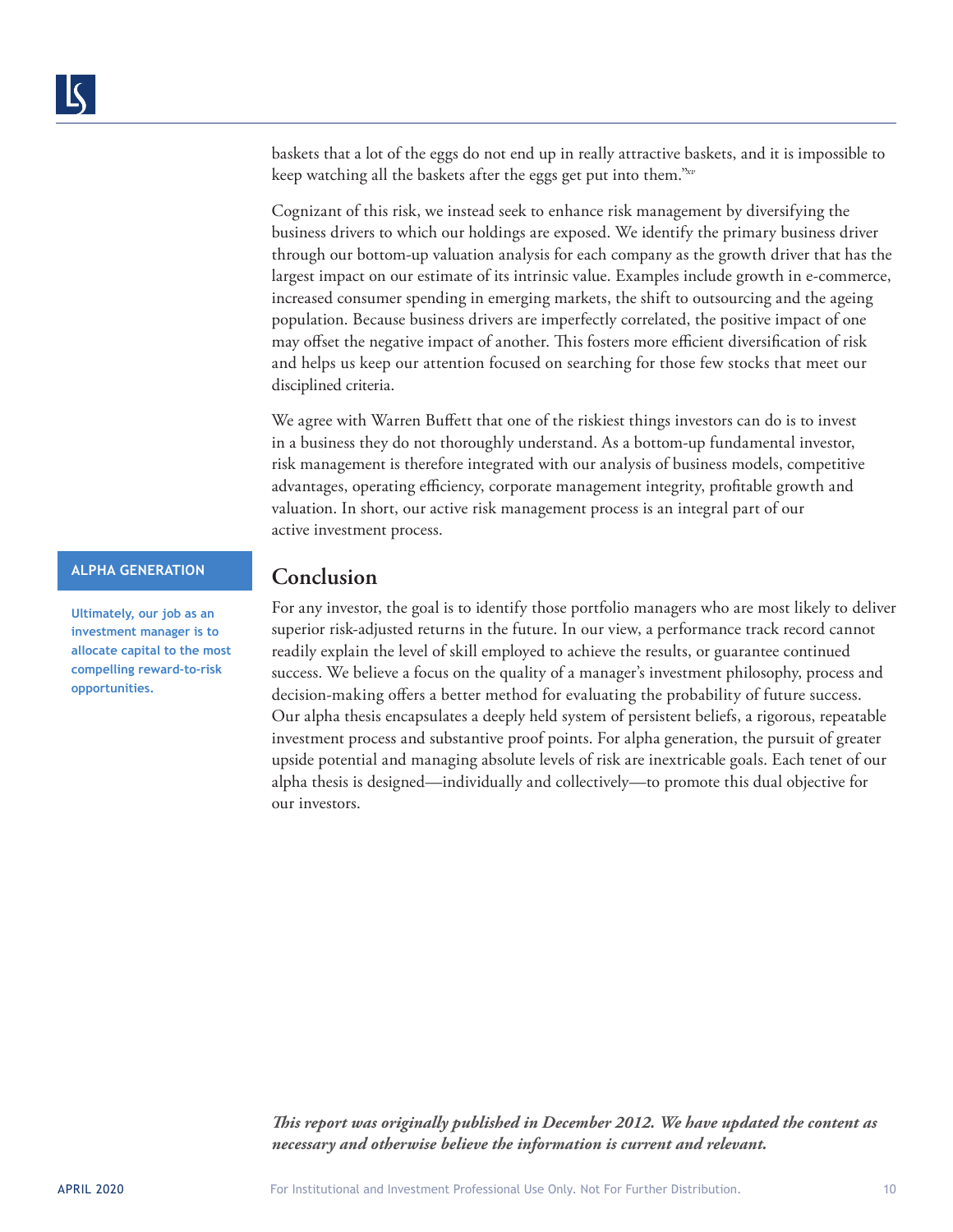baskets that a lot of the eggs do not end up in really attractive baskets, and it is impossible to keep watching all the baskets after the eggs get put into them."[xv]

Cognizant of this risk, we instead seek to enhance risk management by diversifying the business drivers to which our holdings are exposed. We identify the primary business driver through our bottom-up valuation analysis for each company as the growth driver that has the largest impact on our estimate of its intrinsic value. Examples include growth in e-commerce, increased consumer spending in emerging markets, the shift to outsourcing and the ageing population. Because business drivers are imperfectly correlated, the positive impact of one may offset the negative impact of another. This fosters more efficient diversification of risk and helps us keep our attention focused on searching for those few stocks that meet our disciplined criteria.

We agree with Warren Buffett that one of the riskiest things investors can do is to invest in a business they do not thoroughly understand. As a bottom-up fundamental investor, risk management is therefore integrated with our analysis of business models, competitive advantages, operating efficiency, corporate management integrity, profitable growth and valuation. In short, our active risk management process is an integral part of our active investment process.

**ALPHA GENERATION**

**Ultimately, our job as an investment manager is to allocate capital to the most compelling reward-to-risk opportunities.**

## Conclusion

For any investor, the goal is to identify those portfolio managers who are most likely to deliver superior risk-adjusted returns in the future. In our view, a performance track record cannot readily explain the level of skill employed to achieve the results, or guarantee continued success. We believe a focus on the quality of a manager's investment philosophy, process and decision-making offers a better method for evaluating the probability of future success. Our alpha thesis encapsulates a deeply held system of persistent beliefs, a rigorous, repeatable investment process and substantive proof points. For alpha generation, the pursuit of greater upside potential and managing absolute levels of risk are inextricable goals. Each tenet of our alpha thesis is designed—individually and collectively—to promote this dual objective for our investors.

***This report was originally published in December 2012. We have updated the content as necessary and otherwise believe the information is current and relevant.***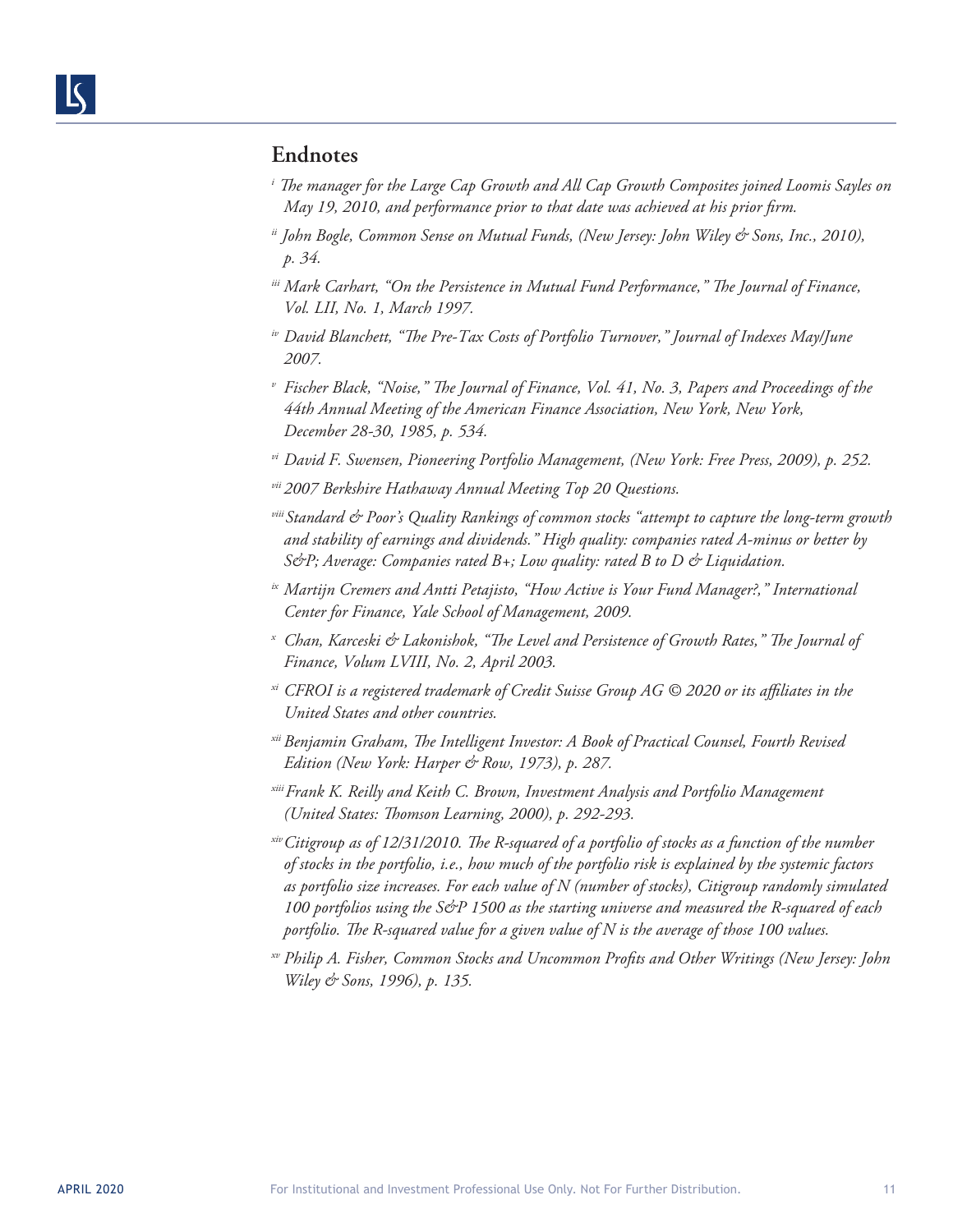## Endnotes

[i] *The manager for the Large Cap Growth and All Cap Growth Composites joined Loomis Sayles on May 19, 2010, and performance prior to that date was achieved at his prior firm.*

[ii] *John Bogle, Common Sense on Mutual Funds, (New Jersey: John Wiley & Sons, Inc., 2010), p. 34.*

[iii] *Mark Carhart, "On the Persistence in Mutual Fund Performance," The Journal of Finance, Vol. LII, No. 1, March 1997.*

[iv] *David Blanchett, "The Pre-Tax Costs of Portfolio Turnover," Journal of Indexes May/June 2007.*

[v] *Fischer Black, "Noise," The Journal of Finance, Vol. 41, No. 3, Papers and Proceedings of the 44th Annual Meeting of the American Finance Association, New York, New York, December 28-30, 1985, p. 534.*

[vi] *David F. Swensen, Pioneering Portfolio Management, (New York: Free Press, 2009), p. 252.*

[vii] *2007 Berkshire Hathaway Annual Meeting Top 20 Questions.*

[viii] *Standard & Poor's Quality Rankings of common stocks "attempt to capture the long-term growth and stability of earnings and dividends." High quality: companies rated A-minus or better by S&P; Average: Companies rated B+; Low quality: rated B to D & Liquidation.*

[ix] *Martijn Cremers and Antti Petajisto, "How Active is Your Fund Manager?," International Center for Finance, Yale School of Management, 2009.*

[x] *Chan, Karceski & Lakonishok, "The Level and Persistence of Growth Rates," The Journal of Finance, Volum LVIII, No. 2, April 2003.*

[xi] *CFROI is a registered trademark of Credit Suisse Group AG © 2020 or its affiliates in the United States and other countries.*

[xii] *Benjamin Graham, The Intelligent Investor: A Book of Practical Counsel, Fourth Revised Edition (New York: Harper & Row, 1973), p. 287.*

[xiii] *Frank K. Reilly and Keith C. Brown, Investment Analysis and Portfolio Management (United States: Thomson Learning, 2000), p. 292-293.*

[xiv] *Citigroup as of 12/31/2010. The R-squared of a portfolio of stocks as a function of the number of stocks in the portfolio, i.e., how much of the portfolio risk is explained by the systemic factors as portfolio size increases. For each value of N (number of stocks), Citigroup randomly simulated 100 portfolios using the S&P 1500 as the starting universe and measured the R-squared of each portfolio. The R-squared value for a given value of N is the average of those 100 values.*

[xv] *Philip A. Fisher, Common Stocks and Uncommon Profits and Other Writings (New Jersey: John Wiley & Sons, 1996), p. 135.*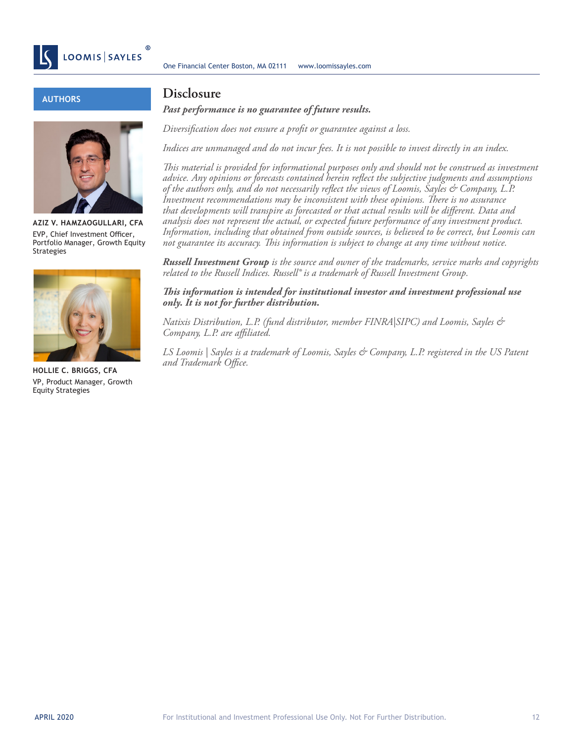## AUTHORS

**AZIZ V. HAMZAOGULLARI, CFA**
EVP, Chief Investment Officer, Portfolio Manager, Growth Equity Strategies

**HOLLIE C. BRIGGS, CFA**
VP, Product Manager, Growth Equity Strategies

# Disclosure

***Past performance is no guarantee of future results.***

*Diversification does not ensure a profit or guarantee against a loss.*

*Indices are unmanaged and do not incur fees. It is not possible to invest directly in an index.*

*This material is provided for informational purposes only and should not be construed as investment advice. Any opinions or forecasts contained herein reflect the subjective judgments and assumptions of the authors only, and do not necessarily reflect the views of Loomis, Sayles & Company, L.P. Investment recommendations may be inconsistent with these opinions. There is no assurance that developments will transpire as forecasted or that actual results will be different. Data and analysis does not represent the actual, or expected future performance of any investment product. Information, including that obtained from outside sources, is believed to be correct, but Loomis can not guarantee its accuracy. This information is subject to change at any time without notice.*

***Russell Investment Group*** *is the source and owner of the trademarks, service marks and copyrights related to the Russell Indices. Russell® is a trademark of Russell Investment Group.*

***This information is intended for institutional investor and investment professional use only. It is not for further distribution.***

*Natixis Distribution, L.P. (fund distributor, member FINRA|SIPC) and Loomis, Sayles & Company, L.P. are affiliated.*

*LS Loomis | Sayles is a trademark of Loomis, Sayles & Company, L.P. registered in the US Patent and Trademark Office.*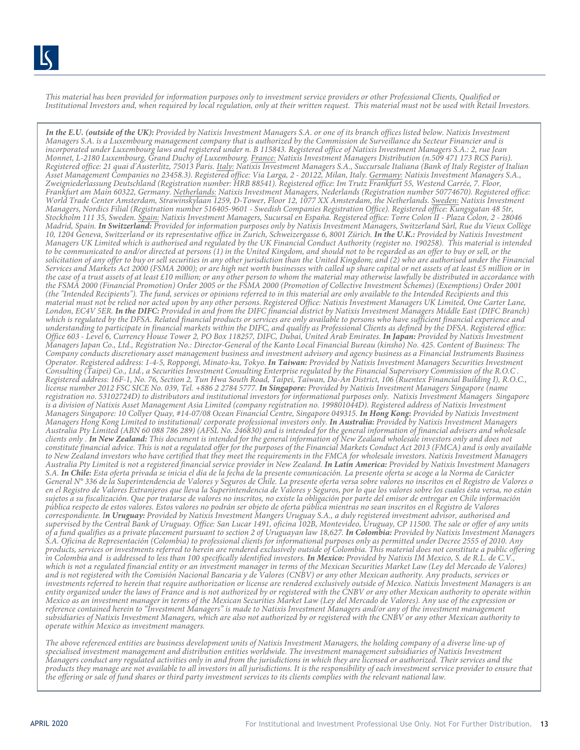*This material has been provided for information purposes only to investment service providers or other Professional Clients, Qualified or Institutional Investors and, when required by local regulation, only at their written request. This material must not be used with Retail Investors.*

***In the E.U. (outside of the UK):*** *Provided by Natixis Investment Managers S.A. or one of its branch offices listed below. Natixis Investment Managers S.A. is a Luxembourg management company that is authorized by the Commission de Surveillance du Secteur Financier and is incorporated under Luxembourg laws and registered under n. B 115843. Registered office of Natixis Investment Managers S.A.: 2, rue Jean Monnet, L-2180 Luxembourg, Grand Duchy of Luxembourg. France: Natixis Investment Managers Distribution (n.509 471 173 RCS Paris). Registered office: 21 quai d'Austerlitz, 75013 Paris. Italy: Natixis Investment Managers S.A., Succursale Italiana (Bank of Italy Register of Italian Asset Management Companies no 23458.3). Registered office: Via Larga, 2 - 20122, Milan, Italy. Germany: Natixis Investment Managers S.A., Zweigniederlassung Deutschland (Registration number: HRB 88541). Registered office: Im Trutz Frankfurt 55, Westend Carrée, 7. Floor, Frankfurt am Main 60322, Germany. Netherlands: Natixis Investment Managers, Nederlands (Registration number 50774670). Registered office: World Trade Center Amsterdam, Strawinskylaan 1259, D-Tower, Floor 12, 1077 XX Amsterdam, the Netherlands. Sweden: Natixis Investment Managers, Nordics Filial (Registration number 516405-9601 - Swedish Companies Registration Office). Registered office: Kungsgatan 48 5tr, Stockholm 111 35, Sweden. Spain: Natixis Investment Managers, Sucursal en España. Registered office: Torre Colon II - Plaza Colon, 2 - 28046 Madrid, Spain.* ***In Switzerland:*** *Provided for information purposes only by Natixis Investment Managers, Switzerland Sàrl, Rue du Vieux Collège 10, 1204 Geneva, Switzerland or its representative office in Zurich, Schweizergasse 6, 8001 Zürich.* ***In the U.K.:*** *Provided by Natixis Investment Managers UK Limited which is authorised and regulated by the UK Financial Conduct Authority (register no. 190258). This material is intended to be communicated to and/or directed at persons (1) in the United Kingdom, and should not to be regarded as an offer to buy or sell, or the solicitation of any offer to buy or sell securities in any other jurisdiction than the United Kingdom; and (2) who are authorised under the Financial Services and Markets Act 2000 (FSMA 2000); or are high net worth businesses with called up share capital or net assets of at least £5 million or in the case of a trust assets of at least £10 million; or any other person to whom the material may otherwise lawfully be distributed in accordance with the FSMA 2000 (Financial Promotion) Order 2005 or the FSMA 2000 (Promotion of Collective Investment Schemes) (Exemptions) Order 2001 (the "Intended Recipients"). The fund, services or opinions referred to in this material are only available to the Intended Recipients and this material must not be relied nor acted upon by any other persons. Registered Office: Natixis Investment Managers UK Limited, One Carter Lane, London, EC4V 5ER.* ***In the DIFC:*** *Provided in and from the DIFC financial district by Natixis Investment Managers Middle East (DIFC Branch) which is regulated by the DFSA. Related financial products or services are only available to persons who have sufficient financial experience and understanding to participate in financial markets within the DIFC, and qualify as Professional Clients as defined by the DFSA. Registered office: Office 603 - Level 6, Currency House Tower 2, PO Box 118257, DIFC, Dubai, United Arab Emirates.* ***In Japan:*** *Provided by Natixis Investment Managers Japan Co., Ltd., Registration No.: Director-General of the Kanto Local Financial Bureau (kinsho) No. 425. Content of Business: The Company conducts discretionary asset management business and investment advisory and agency business as a Financial Instruments Business Operator. Registered address: 1-4-5, Roppongi, Minato-ku, Tokyo.* ***In Taiwan:*** *Provided by Natixis Investment Managers Securities Investment Consulting (Taipei) Co., Ltd., a Securities Investment Consulting Enterprise regulated by the Financial Supervisory Commission of the R.O.C . Registered address: 16F-1, No. 76, Section 2, Tun Hwa South Road, Taipei, Taiwan, Da-An District, 106 (Ruentex Financial Building I), R.O.C., license number 2012 FSC SICE No. 039, Tel. +886 2 2784 5777.* ***In Singapore:*** *Provided by Natixis Investment Managers Singapore (name registration no. 53102724D) to distributors and institutional investors for informational purposes only. Natixis Investment Managers Singapore is a division of Natixis Asset Management Asia Limited (company registration no. 199801044D). Registered address of Natixis Investment Managers Singapore: 10 Collyer Quay, #14-07/08 Ocean Financial Centre, Singapore 049315.* ***In Hong Kong:*** *Provided by Natixis Investment Managers Hong Kong Limited to institutional/ corporate professional investors only.* ***In Australia:*** *Provided by Natixis Investment Managers Australia Pty Limited (ABN 60 088 786 289) (AFSL No. 246830) and is intended for the general information of financial advisers and wholesale clients only .* ***In New Zealand:*** *This document is intended for the general information of New Zealand wholesale investors only and does not constitute financial advice. This is not a regulated offer for the purposes of the Financial Markets Conduct Act 2013 (FMCA) and is only available to New Zealand investors who have certified that they meet the requirements in the FMCA for wholesale investors. Natixis Investment Managers Australia Pty Limited is not a registered financial service provider in New Zealand.* ***In Latin America:*** *Provided by Natixis Investment Managers S.A.* ***In Chile:*** *Esta oferta privada se inicia el día de la fecha de la presente comunicación. La presente oferta se acoge a la Norma de Carácter General N° 336 de la Superintendencia de Valores y Seguros de Chile. La presente oferta versa sobre valores no inscritos en el Registro de Valores o en el Registro de Valores Extranjeros que lleva la Superintendencia de Valores y Seguros, por lo que los valores sobre los cuales ésta versa, no están sujetos a su fiscalización. Que por tratarse de valores no inscritos, no existe la obligación por parte del emisor de entregar en Chile información pública respecto de estos valores. Estos valores no podrán ser objeto de oferta pública mientras no sean inscritos en el Registro de Valores correspondiente.* ***In Uruguay:*** *Provided by Natixis Investment Mangers Uruguay S.A., a duly registered investment advisor, authorised and supervised by the Central Bank of Uruguay. Office: San Lucar 1491, oficina 102B, Montevideo, Uruguay, CP 11500. The sale or offer of any units of a fund qualifies as a private placement pursuant to section 2 of Uruguayan law 18,627.* ***In Colombia:*** *Provided by Natixis Investment Managers S.A. Oficina de Representación (Colombia) to professional clients for informational purposes only as permitted under Decree 2555 of 2010. Any products, services or investments referred to herein are rendered exclusively outside of Colombia. This material does not constitute a public offering in Colombia and is addressed to less than 100 specifically identified investors.* ***In Mexico:*** *Provided by Natixis IM Mexico, S. de R.L. de C.V., which is not a regulated financial entity or an investment manager in terms of the Mexican Securities Market Law (Ley del Mercado de Valores) and is not registered with the Comisión Nacional Bancaria y de Valores (CNBV) or any other Mexican authority. Any products, services or investments referred to herein that require authorization or license are rendered exclusively outside of Mexico. Natixis Investment Managers is an entity organized under the laws of France and is not authorized by or registered with the CNBV or any other Mexican authority to operate within Mexico as an investment manager in terms of the Mexican Securities Market Law (Ley del Mercado de Valores). Any use of the expression or reference contained herein to "Investment Managers" is made to Natixis Investment Managers and/or any of the investment management subsidiaries of Natixis Investment Managers, which are also not authorized by or registered with the CNBV or any other Mexican authority to operate within Mexico as investment managers.*

*The above referenced entities are business development units of Natixis Investment Managers, the holding company of a diverse line-up of specialised investment management and distribution entities worldwide. The investment management subsidiaries of Natixis Investment Managers conduct any regulated activities only in and from the jurisdictions in which they are licensed or authorized. Their services and the products they manage are not available to all investors in all jurisdictions. It is the responsibility of each investment service provider to ensure that the offering or sale of fund shares or third party investment services to its clients complies with the relevant national law.*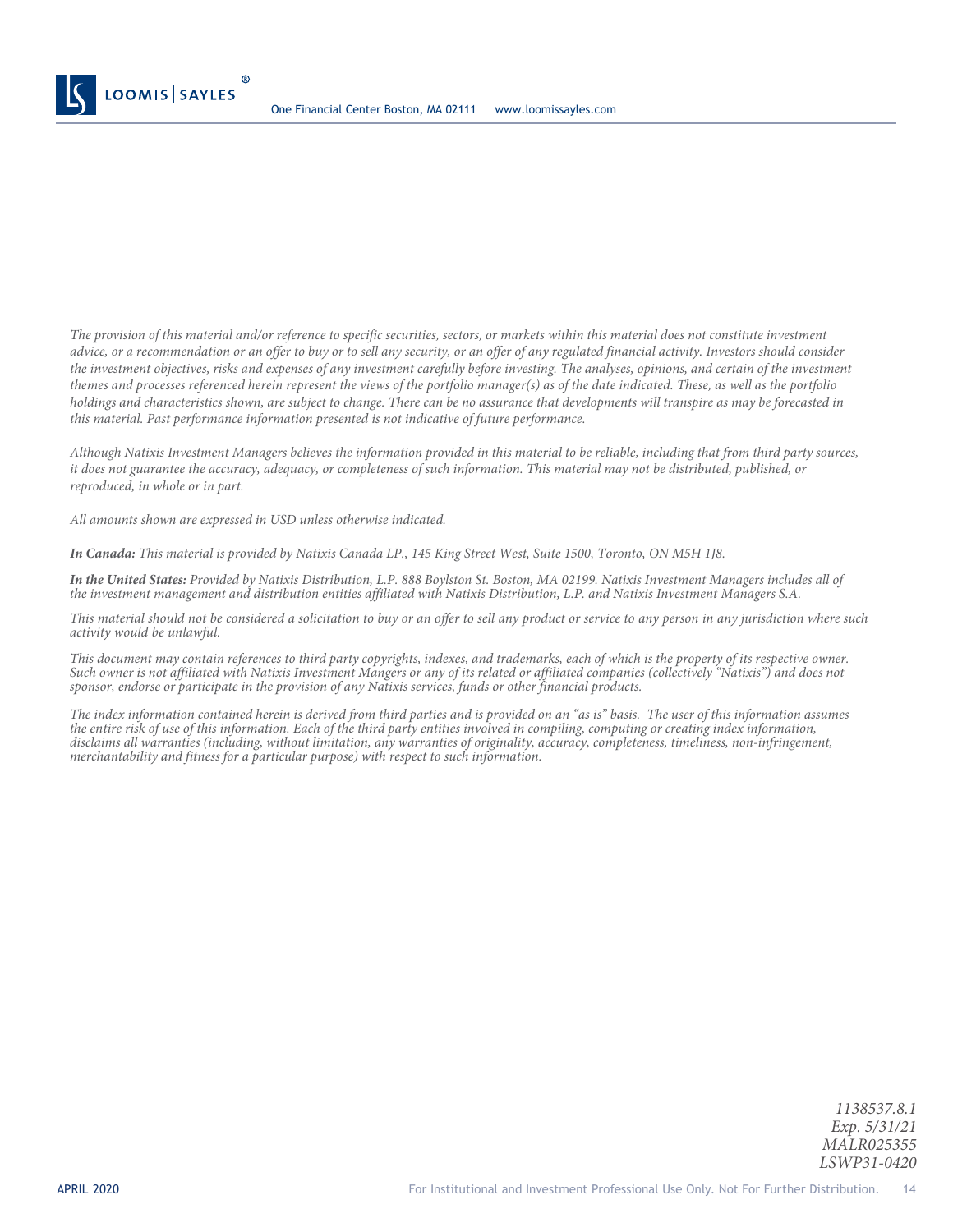*The provision of this material and/or reference to specific securities, sectors, or markets within this material does not constitute investment advice, or a recommendation or an offer to buy or to sell any security, or an offer of any regulated financial activity. Investors should consider the investment objectives, risks and expenses of any investment carefully before investing. The analyses, opinions, and certain of the investment themes and processes referenced herein represent the views of the portfolio manager(s) as of the date indicated. These, as well as the portfolio holdings and characteristics shown, are subject to change. There can be no assurance that developments will transpire as may be forecasted in this material. Past performance information presented is not indicative of future performance.*

*Although Natixis Investment Managers believes the information provided in this material to be reliable, including that from third party sources, it does not guarantee the accuracy, adequacy, or completeness of such information. This material may not be distributed, published, or reproduced, in whole or in part.*

*All amounts shown are expressed in USD unless otherwise indicated.*

***In Canada:** This material is provided by Natixis Canada LP., 145 King Street West, Suite 1500, Toronto, ON M5H 1J8.*

***In the United States:** Provided by Natixis Distribution, L.P. 888 Boylston St. Boston, MA 02199. Natixis Investment Managers includes all of the investment management and distribution entities affiliated with Natixis Distribution, L.P. and Natixis Investment Managers S.A.*

*This material should not be considered a solicitation to buy or an offer to sell any product or service to any person in any jurisdiction where such activity would be unlawful.*

*This document may contain references to third party copyrights, indexes, and trademarks, each of which is the property of its respective owner. Such owner is not affiliated with Natixis Investment Mangers or any of its related or affiliated companies (collectively "Natixis") and does not sponsor, endorse or participate in the provision of any Natixis services, funds or other financial products.*

*The index information contained herein is derived from third parties and is provided on an "as is" basis. The user of this information assumes the entire risk of use of this information. Each of the third party entities involved in compiling, computing or creating index information, disclaims all warranties (including, without limitation, any warranties of originality, accuracy, completeness, timeliness, non-infringement, merchantability and fitness for a particular purpose) with respect to such information.*

*1138537.8.1*
*Exp. 5/31/21*
*MALR025355*
*LSWP31-0420*